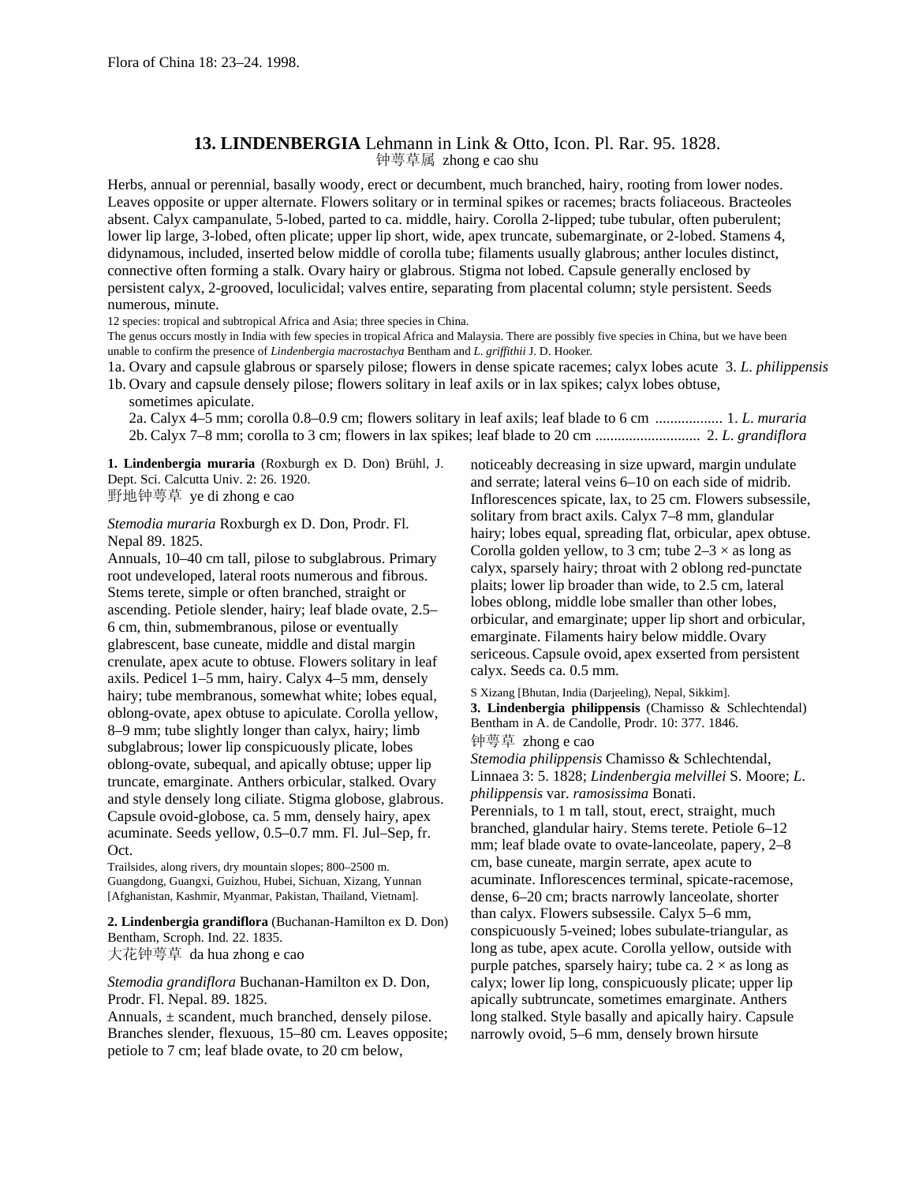Flora of China 18: 23–24. 1998.

## 13. **LINDENBERGIA** Lehmann in Link & Otto, Icon. Pl. Rar. 95. 1828.

钟萼草属 zhong e cao shu

Herbs, annual or perennial, basally woody, erect or decumbent, much branched, hairy, rooting from lower nodes. Leaves opposite or upper alternate. Flowers solitary or in terminal spikes or racemes; bracts foliaceous. Bracteoles absent. Calyx campanulate, 5-lobed, parted to ca. middle, hairy. Corolla 2-lipped; tube tubular, often puberulent; lower lip large, 3-lobed, often plicate; upper lip short, wide, apex truncate, subemarginate, or 2-lobed. Stamens 4, didynamous, included, inserted below middle of corolla tube; filaments usually glabrous; anther locules distinct, connective often forming a stalk. Ovary hairy or glabrous. Stigma not lobed. Capsule generally enclosed by persistent calyx, 2-grooved, loculicidal; valves entire, separating from placental column; style persistent. Seeds numerous, minute.

12 species: tropical and subtropical Africa and Asia; three species in China.

The genus occurs mostly in India with few species in tropical Africa and Malaysia. There are possibly five species in China, but we have been unable to confirm the presence of *Lindenbergia macrostachya* Bentham and *L. griffithii* J. D. Hooker.

1a. Ovary and capsule glabrous or sparsely pilose; flowers in dense spicate racemes; calyx lobes acute 3. *L. philippensis*
1b. Ovary and capsule densely pilose; flowers solitary in leaf axils or in lax spikes; calyx lobes obtuse, sometimes apiculate.
  2a. Calyx 4–5 mm; corolla 0.8–0.9 cm; flowers solitary in leaf axils; leaf blade to 6 cm .................. 1. *L. muraria*
  2b. Calyx 7–8 mm; corolla to 3 cm; flowers in lax spikes; leaf blade to 20 cm ............................ 2. *L. grandiflora*

**1. Lindenbergia muraria** (Roxburgh ex D. Don) Brühl, J. Dept. Sci. Calcutta Univ. 2: 26. 1920.

野地钟萼草 ye di zhong e cao

*Stemodia muraria* Roxburgh ex D. Don, Prodr. Fl. Nepal 89. 1825.

Annuals, 10–40 cm tall, pilose to subglabrous. Primary root undeveloped, lateral roots numerous and fibrous. Stems terete, simple or often branched, straight or ascending. Petiole slender, hairy; leaf blade ovate, 2.5–6 cm, thin, submembranous, pilose or eventually glabrescent, base cuneate, middle and distal margin crenulate, apex acute to obtuse. Flowers solitary in leaf axils. Pedicel 1–5 mm, hairy. Calyx 4–5 mm, densely hairy; tube membranous, somewhat white; lobes equal, oblong-ovate, apex obtuse to apiculate. Corolla yellow, 8–9 mm; tube slightly longer than calyx, hairy; limb subglabrous; lower lip conspicuously plicate, lobes oblong-ovate, subequal, and apically obtuse; upper lip truncate, emarginate. Anthers orbicular, stalked. Ovary and style densely long ciliate. Stigma globose, glabrous. Capsule ovoid-globose, ca. 5 mm, densely hairy, apex acuminate. Seeds yellow, 0.5–0.7 mm. Fl. Jul–Sep, fr. Oct.

Trailsides, along rivers, dry mountain slopes; 800–2500 m. Guangdong, Guangxi, Guizhou, Hubei, Sichuan, Xizang, Yunnan [Afghanistan, Kashmir, Myanmar, Pakistan, Thailand, Vietnam].

**2. Lindenbergia grandiflora** (Buchanan-Hamilton ex D. Don) Bentham, Scroph. Ind. 22. 1835.

大花钟萼草 da hua zhong e cao

*Stemodia grandiflora* Buchanan-Hamilton ex D. Don, Prodr. Fl. Nepal. 89. 1825.

Annuals, ± scandent, much branched, densely pilose. Branches slender, flexuous, 15–80 cm. Leaves opposite; petiole to 7 cm; leaf blade ovate, to 20 cm below, noticeably decreasing in size upward, margin undulate and serrate; lateral veins 6–10 on each side of midrib. Inflorescences spicate, lax, to 25 cm. Flowers subsessile, solitary from bract axils. Calyx 7–8 mm, glandular hairy; lobes equal, spreading flat, orbicular, apex obtuse. Corolla golden yellow, to 3 cm; tube 2–3 × as long as calyx, sparsely hairy; throat with 2 oblong red-punctate plaits; lower lip broader than wide, to 2.5 cm, lateral lobes oblong, middle lobe smaller than other lobes, orbicular, and emarginate; upper lip short and orbicular, emarginate. Filaments hairy below middle. Ovary sericeous. Capsule ovoid, apex exserted from persistent calyx. Seeds ca. 0.5 mm.

S Xizang [Bhutan, India (Darjeeling), Nepal, Sikkim].

**3. Lindenbergia philippensis** (Chamisso & Schlechtendal) Bentham in A. de Candolle, Prodr. 10: 377. 1846.

钟萼草 zhong e cao

*Stemodia philippensis* Chamisso & Schlechtendal, Linnaea 3: 5. 1828; *Lindenbergia melvillei* S. Moore; *L. philippensis* var. *ramosissima* Bonati.

Perennials, to 1 m tall, stout, erect, straight, much branched, glandular hairy. Stems terete. Petiole 6–12 mm; leaf blade ovate to ovate-lanceolate, papery, 2–8 cm, base cuneate, margin serrate, apex acute to acuminate. Inflorescences terminal, spicate-racemose, dense, 6–20 cm; bracts narrowly lanceolate, shorter than calyx. Flowers subsessile. Calyx 5–6 mm, conspicuously 5-veined; lobes subulate-triangular, as long as tube, apex acute. Corolla yellow, outside with purple patches, sparsely hairy; tube ca. 2 × as long as calyx; lower lip long, conspicuously plicate; upper lip apically subtruncate, sometimes emarginate. Anthers long stalked. Style basally and apically hairy. Capsule narrowly ovoid, 5–6 mm, densely brown hirsute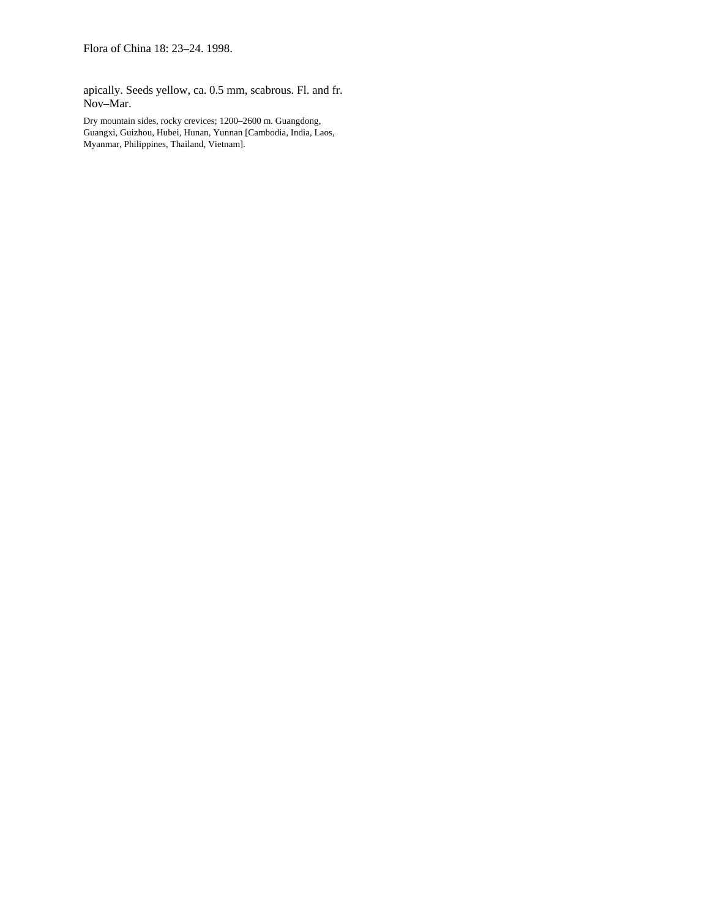apically. Seeds yellow, ca. 0.5 mm, scabrous. Fl. and fr. Nov–Mar.

Dry mountain sides, rocky crevices; 1200–2600 m. Guangdong, Guangxi, Guizhou, Hubei, Hunan, Yunnan [Cambodia, India, Laos, Myanmar, Philippines, Thailand, Vietnam].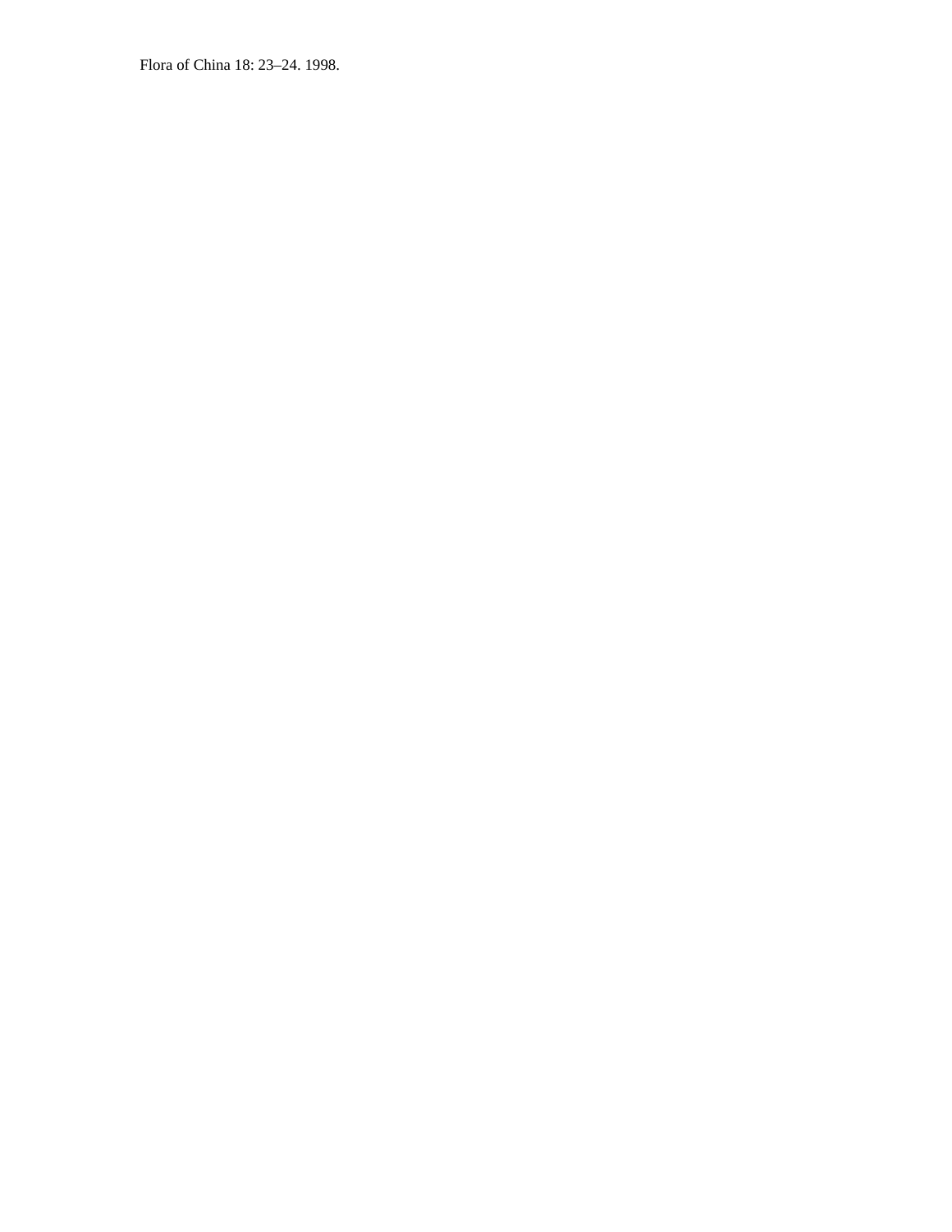Flora of China 18: 23–24. 1998.